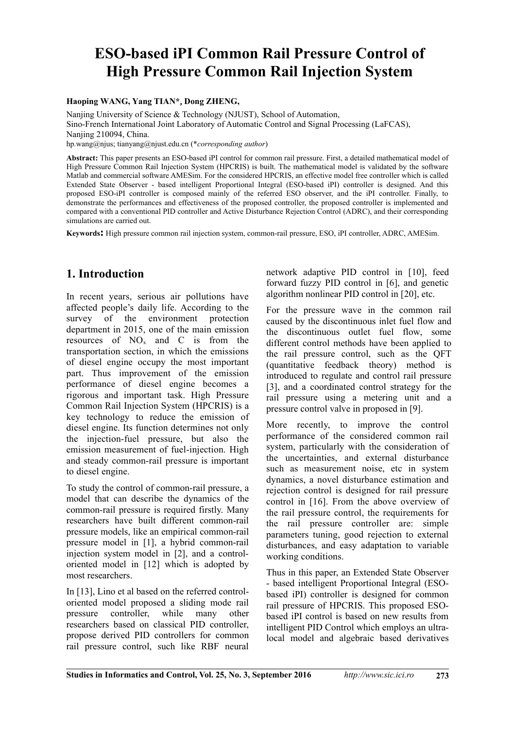# ESO-based iPI Common Rail Pressure Control of High Pressure Common Rail Injection System

**Haoping WANG, Yang TIAN\*, Dong ZHENG,**

Nanjing University of Science & Technology (NJUST), School of Automation,
Sino-French International Joint Laboratory of Automatic Control and Signal Processing (LaFCAS),
Nanjing 210094, China.
hp.wang@njus; tianyang@njust.edu.cn (\**corresponding author*)

**Abstract:** This paper presents an ESO-based iPI control for common rail pressure. First, a detailed mathematical model of High Pressure Common Rail Injection System (HPCRIS) is built. The mathematical model is validated by the software Matlab and commercial software AMESim. For the considered HPCRIS, an effective model free controller which is called Extended State Observer - based intelligent Proportional Integral (ESO-based iPI) controller is designed. And this proposed ESO-iPI controller is composed mainly of the referred ESO observer, and the iPI controller. Finally, to demonstrate the performances and effectiveness of the proposed controller, the proposed controller is implemented and compared with a conventional PID controller and Active Disturbance Rejection Control (ADRC), and their corresponding simulations are carried out.

**Keywords:** High pressure common rail injection system, common-rail pressure, ESO, iPI controller, ADRC, AMESim.

## 1. Introduction

In recent years, serious air pollutions have affected people's daily life. According to the survey of the environment protection department in 2015, one of the main emission resources of $NO_x$ and C is from the transportation section, in which the emissions of diesel engine occupy the most important part. Thus improvement of the emission performance of diesel engine becomes a rigorous and important task. High Pressure Common Rail Injection System (HPCRIS) is a key technology to reduce the emission of diesel engine. Its function determines not only the injection-fuel pressure, but also the emission measurement of fuel-injection. High and steady common-rail pressure is important to diesel engine.

To study the control of common-rail pressure, a model that can describe the dynamics of the common-rail pressure is required firstly. Many researchers have built different common-rail pressure models, like an empirical common-rail pressure model in [1], a hybrid common-rail injection system model in [2], and a control-oriented model in [12] which is adopted by most researchers.

In [13], Lino et al based on the referred control-oriented model proposed a sliding mode rail pressure controller, while many other researchers based on classical PID controller, propose derived PID controllers for common rail pressure control, such like RBF neural network adaptive PID control in [10], feed forward fuzzy PID control in [6], and genetic algorithm nonlinear PID control in [20], etc.

For the pressure wave in the common rail caused by the discontinuous inlet fuel flow and the discontinuous outlet fuel flow, some different control methods have been applied to the rail pressure control, such as the QFT (quantitative feedback theory) method is introduced to regulate and control rail pressure [3], and a coordinated control strategy for the rail pressure using a metering unit and a pressure control valve in proposed in [9].

More recently, to improve the control performance of the considered common rail system, particularly with the consideration of the uncertainties, and external disturbance such as measurement noise, etc in system dynamics, a novel disturbance estimation and rejection control is designed for rail pressure control in [16]. From the above overview of the rail pressure control, the requirements for the rail pressure controller are: simple parameters tuning, good rejection to external disturbances, and easy adaptation to variable working conditions.

Thus in this paper, an Extended State Observer - based intelligent Proportional Integral (ESO-based iPI) controller is designed for common rail pressure of HPCRIS. This proposed ESO-based iPI control is based on new results from intelligent PID Control which employs an ultra-local model and algebraic based derivatives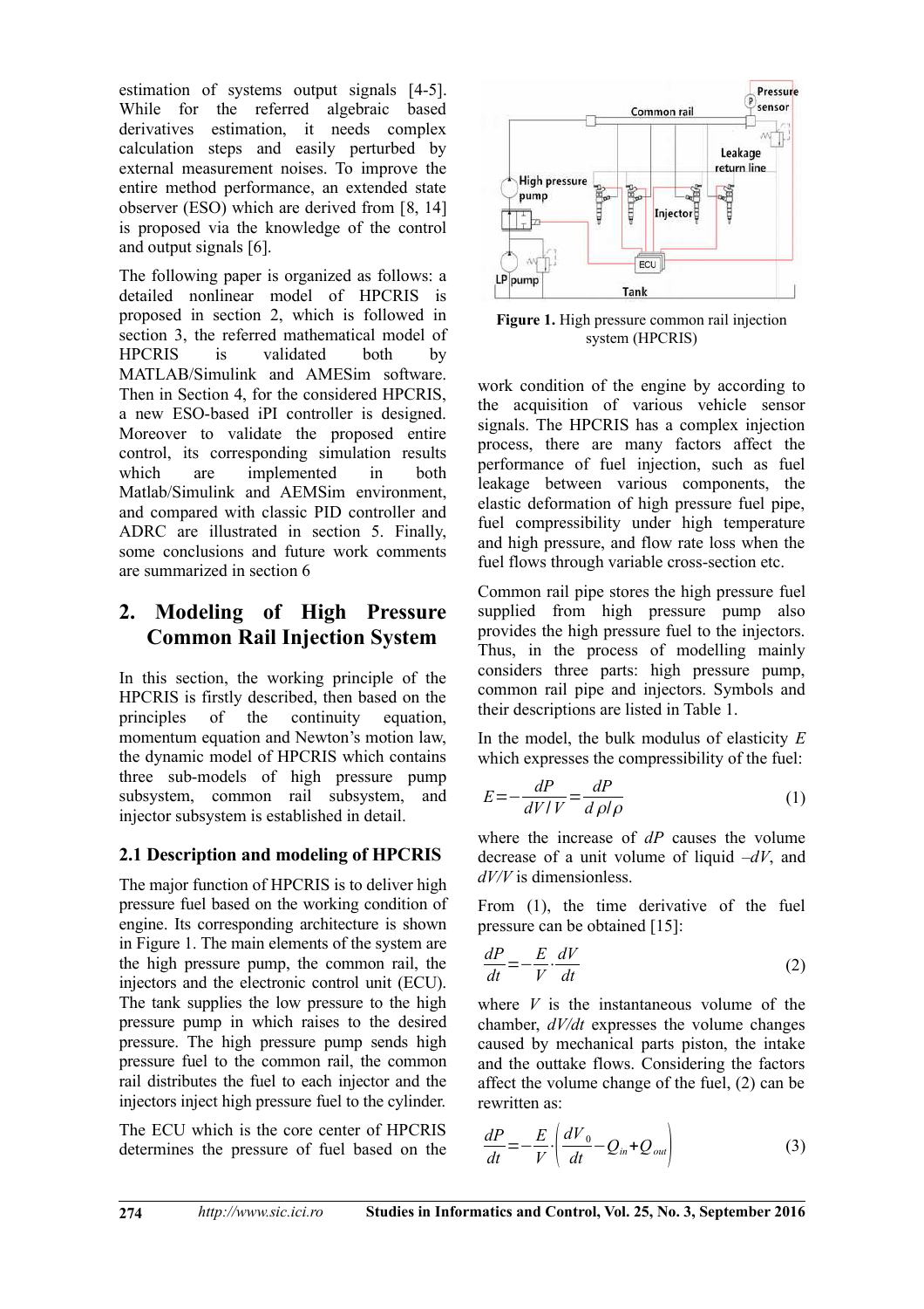estimation of systems output signals [4-5]. While for the referred algebraic based derivatives estimation, it needs complex calculation steps and easily perturbed by external measurement noises. To improve the entire method performance, an extended state observer (ESO) which are derived from [8, 14] is proposed via the knowledge of the control and output signals [6].

The following paper is organized as follows: a detailed nonlinear model of HPCRIS is proposed in section 2, which is followed in section 3, the referred mathematical model of HPCRIS is validated both by MATLAB/Simulink and AMESim software. Then in Section 4, for the considered HPCRIS, a new ESO-based iPI controller is designed. Moreover to validate the proposed entire control, its corresponding simulation results which are implemented in both Matlab/Simulink and AEMSim environment, and compared with classic PID controller and ADRC are illustrated in section 5. Finally, some conclusions and future work comments are summarized in section 6

## 2. Modeling of High Pressure Common Rail Injection System

In this section, the working principle of the HPCRIS is firstly described, then based on the principles of the continuity equation, momentum equation and Newton's motion law, the dynamic model of HPCRIS which contains three sub-models of high pressure pump subsystem, common rail subsystem, and injector subsystem is established in detail.

### 2.1 Description and modeling of HPCRIS

The major function of HPCRIS is to deliver high pressure fuel based on the working condition of engine. Its corresponding architecture is shown in Figure 1. The main elements of the system are the high pressure pump, the common rail, the injectors and the electronic control unit (ECU). The tank supplies the low pressure to the high pressure pump in which raises to the desired pressure. The high pressure pump sends high pressure fuel to the common rail, the common rail distributes the fuel to each injector and the injectors inject high pressure fuel to the cylinder.

The ECU which is the core center of HPCRIS determines the pressure of fuel based on the work condition of the engine by according to the acquisition of various vehicle sensor signals. The HPCRIS has a complex injection process, there are many factors affect the performance of fuel injection, such as fuel leakage between various components, the elastic deformation of high pressure fuel pipe, fuel compressibility under high temperature and high pressure, and flow rate loss when the fuel flows through variable cross-section etc.

**Figure 1.** High pressure common rail injection system (HPCRIS)

Common rail pipe stores the high pressure fuel supplied from high pressure pump also provides the high pressure fuel to the injectors. Thus, in the process of modelling mainly considers three parts: high pressure pump, common rail pipe and injectors. Symbols and their descriptions are listed in Table 1.

In the model, the bulk modulus of elasticity $E$ which expresses the compressibility of the fuel:

$$E = -\frac{dP}{dV/V} = \frac{dP}{d\rho/\rho} \tag{1}$$

where the increase of $dP$ causes the volume decrease of a unit volume of liquid $-dV$, and $dV/V$ is dimensionless.

From (1), the time derivative of the fuel pressure can be obtained [15]:

$$\frac{dP}{dt} = -\frac{E}{V} \cdot \frac{dV}{dt} \tag{2}$$

where $V$ is the instantaneous volume of the chamber, $dV/dt$ expresses the volume changes caused by mechanical parts piston, the intake and the outtake flows. Considering the factors affect the volume change of the fuel, (2) can be rewritten as:

$$\frac{dP}{dt} = -\frac{E}{V} \cdot \left( \frac{dV_0}{dt} - Q_{in} + Q_{out} \right) \tag{3}$$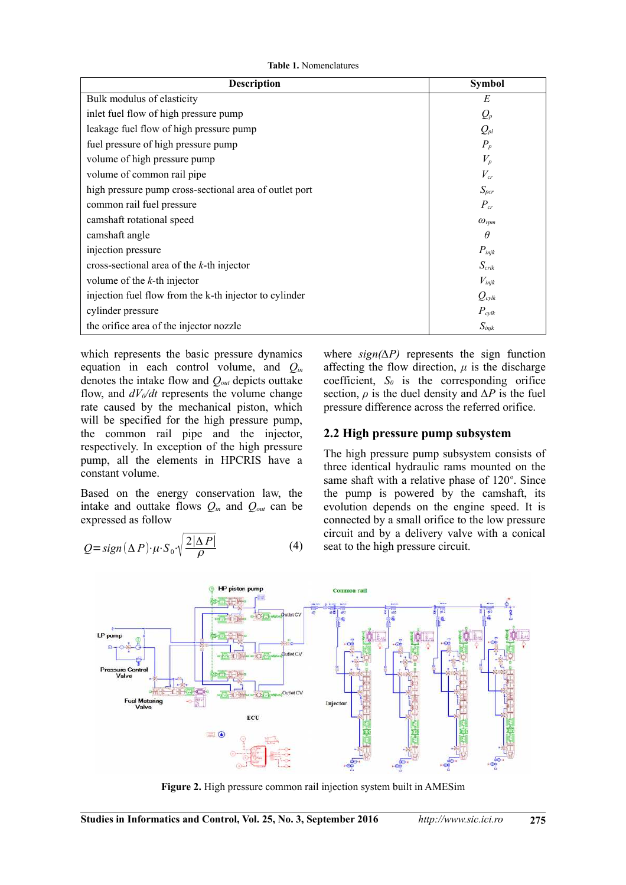**Table 1.** Nomenclatures

| Description | Symbol |
|---|---|
| Bulk modulus of elasticity | $E$ |
| inlet fuel flow of high pressure pump | $Q_p$ |
| leakage fuel flow of high pressure pump | $Q_{pl}$ |
| fuel pressure of high pressure pump | $P_p$ |
| volume of high pressure pump | $V_p$ |
| volume of common rail pipe | $V_{cr}$ |
| high pressure pump cross-sectional area of outlet port | $S_{pcr}$ |
| common rail fuel pressure | $P_{cr}$ |
| camshaft rotational speed | $\omega_{rpm}$ |
| camshaft angle | $\theta$ |
| injection pressure | $P_{injk}$ |
| cross-sectional area of the *k*-th injector | $S_{crik}$ |
| volume of the *k*-th injector | $V_{injk}$ |
| injection fuel flow from the k-th injector to cylinder | $Q_{cylk}$ |
| cylinder pressure | $P_{cylk}$ |
| the orifice area of the injector nozzle | $S_{injk}$ |

which represents the basic pressure dynamics equation in each control volume, and $Q_{in}$ denotes the intake flow and $Q_{out}$ depicts outtake flow, and $dV_0/dt$ represents the volume change rate caused by the mechanical piston, which will be specified for the high pressure pump, the common rail pipe and the injector, respectively. In exception of the high pressure pump, all the elements in HPCRIS have a constant volume.

Based on the energy conservation law, the intake and outtake flows $Q_{in}$ and $Q_{out}$ can be expressed as follow

$$Q = sign(\Delta P) \cdot \mu \cdot S_0 \cdot \sqrt{\frac{2|\Delta P|}{\rho}} \tag{4}$$

where $sign(\Delta P)$ represents the sign function affecting the flow direction, $\mu$ is the discharge coefficient, $S_0$ is the corresponding orifice section, $\rho$ is the duel density and $\Delta P$ is the fuel pressure difference across the referred orifice.

## 2.2 High pressure pump subsystem

The high pressure pump subsystem consists of three identical hydraulic rams mounted on the same shaft with a relative phase of 120º. Since the pump is powered by the camshaft, its evolution depends on the engine speed. It is connected by a small orifice to the low pressure circuit and by a delivery valve with a conical seat to the high pressure circuit.

**Figure 2.** High pressure common rail injection system built in AMESim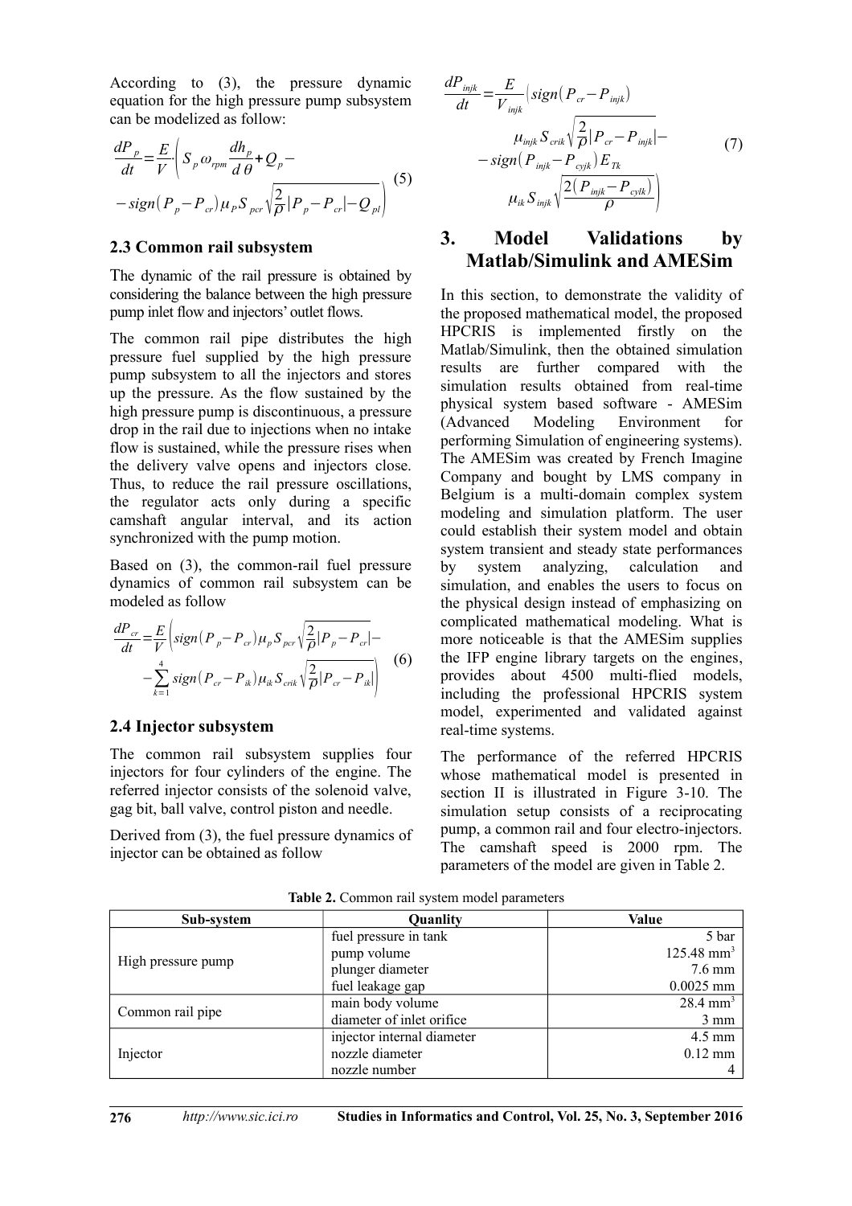According to (3), the pressure dynamic equation for the high pressure pump subsystem can be modelized as follow:

$$\frac{dP_p}{dt} = \frac{E}{V} \cdot \left( S_p \omega_{rpm} \frac{dh_p}{d\theta} + Q_p - \right.$$
$$\left. - sign(P_p - P_{cr}) \mu_P S_{pcr} \sqrt{\frac{2}{\rho} |P_p - P_{cr}|} - Q_{pl} \right) \quad (5)$$

### 2.3 Common rail subsystem

The dynamic of the rail pressure is obtained by considering the balance between the high pressure pump inlet flow and injectors' outlet flows.

The common rail pipe distributes the high pressure fuel supplied by the high pressure pump subsystem to all the injectors and stores up the pressure. As the flow sustained by the high pressure pump is discontinuous, a pressure drop in the rail due to injections when no intake flow is sustained, while the pressure rises when the delivery valve opens and injectors close. Thus, to reduce the rail pressure oscillations, the regulator acts only during a specific camshaft angular interval, and its action synchronized with the pump motion.

Based on (3), the common-rail fuel pressure dynamics of common rail subsystem can be modeled as follow

$$\frac{dP_{cr}}{dt} = \frac{E}{V} \left( sign(P_p - P_{cr}) \mu_p S_{pcr} \sqrt{\frac{2}{\rho} |P_p - P_{cr}|} - \right.$$
$$\left. - \sum_{k=1}^{4} sign(P_{cr} - P_{ik}) \mu_{ik} S_{crik} \sqrt{\frac{2}{\rho} |P_{cr} - P_{ik}|} \right) \quad (6)$$

### 2.4 Injector subsystem

The common rail subsystem supplies four injectors for four cylinders of the engine. The referred injector consists of the solenoid valve, gag bit, ball valve, control piston and needle.

Derived from (3), the fuel pressure dynamics of injector can be obtained as follow

$$\frac{dP_{injk}}{dt} = \frac{E}{V_{injk}} \left( sign(P_{cr} - P_{injk}) \right.$$
$$\mu_{injk} S_{crik} \sqrt{\frac{2}{\rho} |P_{cr} - P_{injk}|} -$$
$$- sign(P_{injk} - P_{cyjk}) E_{Tk}$$
$$\left. \mu_{ik} S_{injk} \sqrt{\frac{2(P_{injk} - P_{cylk})}{\rho}} \right) \quad (7)$$

## 3. Model Validations by Matlab/Simulink and AMESim

In this section, to demonstrate the validity of the proposed mathematical model, the proposed HPCRIS is implemented firstly on the Matlab/Simulink, then the obtained simulation results are further compared with the simulation results obtained from real-time physical system based software - AMESim (Advanced Modeling Environment for performing Simulation of engineering systems). The AMESim was created by French Imagine Company and bought by LMS company in Belgium is a multi-domain complex system modeling and simulation platform. The user could establish their system model and obtain system transient and steady state performances by system analyzing, calculation and simulation, and enables the users to focus on the physical design instead of emphasizing on complicated mathematical modeling. What is more noticeable is that the AMESim supplies the IFP engine library targets on the engines, provides about 4500 multi-flied models, including the professional HPCRIS system model, experimented and validated against real-time systems.

The performance of the referred HPCRIS whose mathematical model is presented in section II is illustrated in Figure 3-10. The simulation setup consists of a reciprocating pump, a common rail and four electro-injectors. The camshaft speed is 2000 rpm. The parameters of the model are given in Table 2.

**Table 2.** Common rail system model parameters

| Sub-system | Quanlity | Value |
|---|---|---|
| High pressure pump | fuel pressure in tank | 5 bar |
| | pump volume | 125.48 mm$^3$ |
| | plunger diameter | 7.6 mm |
| | fuel leakage gap | 0.0025 mm |
| Common rail pipe | main body volume | 28.4 mm$^3$ |
| | diameter of inlet orifice | 3 mm |
| Injector | injector internal diameter | 4.5 mm |
| | nozzle diameter | 0.12 mm |
| | nozzle number | 4 |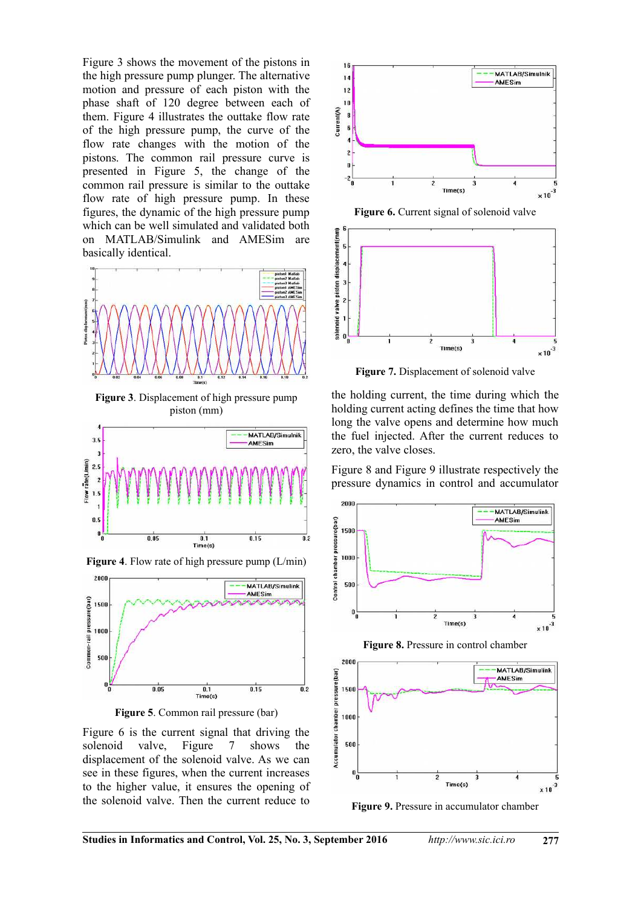Figure 3 shows the movement of the pistons in the high pressure pump plunger. The alternative motion and pressure of each piston with the phase shaft of 120 degree between each of them. Figure 4 illustrates the outtake flow rate of the high pressure pump, the curve of the flow rate changes with the motion of the pistons. The common rail pressure curve is presented in Figure 5, the change of the common rail pressure is similar to the outtake flow rate of high pressure pump. In these figures, the dynamic of the high pressure pump which can be well simulated and validated both on MATLAB/Simulink and AMESim are basically identical.

**Figure 3**. Displacement of high pressure pump piston (mm)

**Figure 4**. Flow rate of high pressure pump (L/min)

**Figure 5**. Common rail pressure (bar)

Figure 6 is the current signal that driving the solenoid valve, Figure 7 shows the displacement of the solenoid valve. As we can see in these figures, when the current increases to the higher value, it ensures the opening of the solenoid valve. Then the current reduce to the holding current, the time during which the holding current acting defines the time that how long the valve opens and determine how much the fuel injected. After the current reduces to zero, the valve closes.

**Figure 6.** Current signal of solenoid valve

**Figure 7.** Displacement of solenoid valve

Figure 8 and Figure 9 illustrate respectively the pressure dynamics in control and accumulator

**Figure 8.** Pressure in control chamber

**Figure 9.** Pressure in accumulator chamber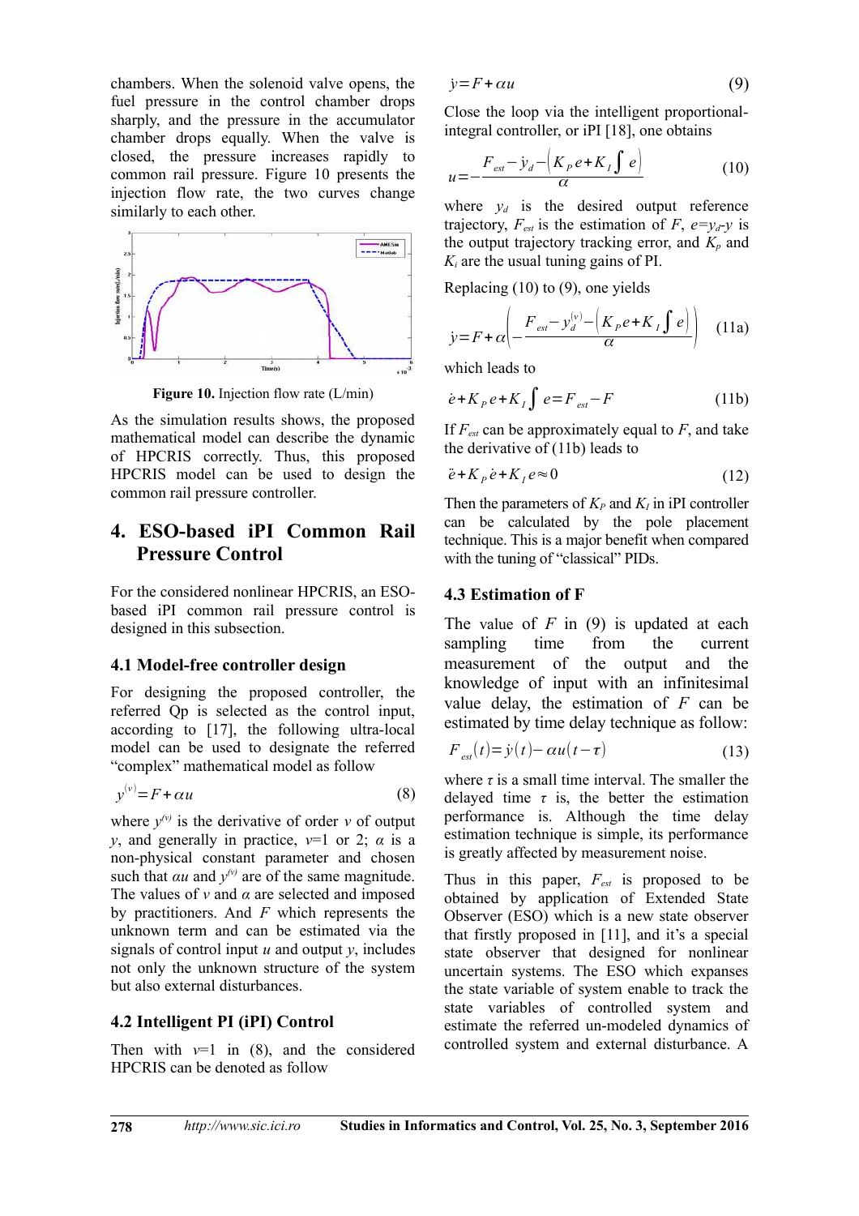chambers. When the solenoid valve opens, the fuel pressure in the control chamber drops sharply, and the pressure in the accumulator chamber drops equally. When the valve is closed, the pressure increases rapidly to common rail pressure. Figure 10 presents the injection flow rate, the two curves change similarly to each other.

**Figure 10.** Injection flow rate (L/min)

As the simulation results shows, the proposed mathematical model can describe the dynamic of HPCRIS correctly. Thus, this proposed HPCRIS model can be used to design the common rail pressure controller.

## 4. ESO-based iPI Common Rail Pressure Control

For the considered nonlinear HPCRIS, an ESO-based iPI common rail pressure control is designed in this subsection.

### 4.1 Model-free controller design

For designing the proposed controller, the referred Qp is selected as the control input, according to [17], the following ultra-local model can be used to designate the referred "complex" mathematical model as follow

$$y^{(v)} = F + \alpha u \tag{8}$$

where $y^{(v)}$ is the derivative of order $v$ of output $y$, and generally in practice, $v$=1 or 2; $\alpha$ is a non-physical constant parameter and chosen such that $\alpha u$ and $y^{(v)}$ are of the same magnitude. The values of $v$ and $\alpha$ are selected and imposed by practitioners. And $F$ which represents the unknown term and can be estimated via the signals of control input $u$ and output $y$, includes not only the unknown structure of the system but also external disturbances.

### 4.2 Intelligent PI (iPI) Control

Then with $v$=1 in (8), and the considered HPCRIS can be denoted as follow

$$\dot{y} = F + \alpha u \tag{9}$$

Close the loop via the intelligent proportional-integral controller, or iPI [18], one obtains

$$u = -\frac{F_{est} - \dot{y}_d - \left(K_P e + K_I \int e\right)}{\alpha} \tag{10}$$

where $y_d$ is the desired output reference trajectory, $F_{est}$ is the estimation of $F$, $e=y_d-y$ is the output trajectory tracking error, and $K_p$ and $K_i$ are the usual tuning gains of PI.

Replacing (10) to (9), one yields

$$\dot{y} = F + \alpha\left(-\frac{F_{est} - y_d^{(v)} - \left(K_P e + K_I \int e\right)}{\alpha}\right) \tag{11a}$$

which leads to

$$\dot{e} + K_P e + K_I \int e = F_{est} - F \tag{11b}$$

If $F_{est}$ can be approximately equal to $F$, and take the derivative of (11b) leads to

$$\ddot{e} + K_P \dot{e} + K_I e \approx 0 \tag{12}$$

Then the parameters of $K_P$ and $K_I$ in iPI controller can be calculated by the pole placement technique. This is a major benefit when compared with the tuning of "classical" PIDs.

### 4.3 Estimation of F

The value of $F$ in (9) is updated at each sampling time from the current measurement of the output and the knowledge of input with an infinitesimal value delay, the estimation of $F$ can be estimated by time delay technique as follow:

$$F_{est}(t) = \dot{y}(t) - \alpha u(t - \tau) \tag{13}$$

where $\tau$ is a small time interval. The smaller the delayed time $\tau$ is, the better the estimation performance is. Although the time delay estimation technique is simple, its performance is greatly affected by measurement noise.

Thus in this paper, $F_{est}$ is proposed to be obtained by application of Extended State Observer (ESO) which is a new state observer that firstly proposed in [11], and it's a special state observer that designed for nonlinear uncertain systems. The ESO which expanses the state variable of system enable to track the state variables of controlled system and estimate the referred un-modeled dynamics of controlled system and external disturbance. A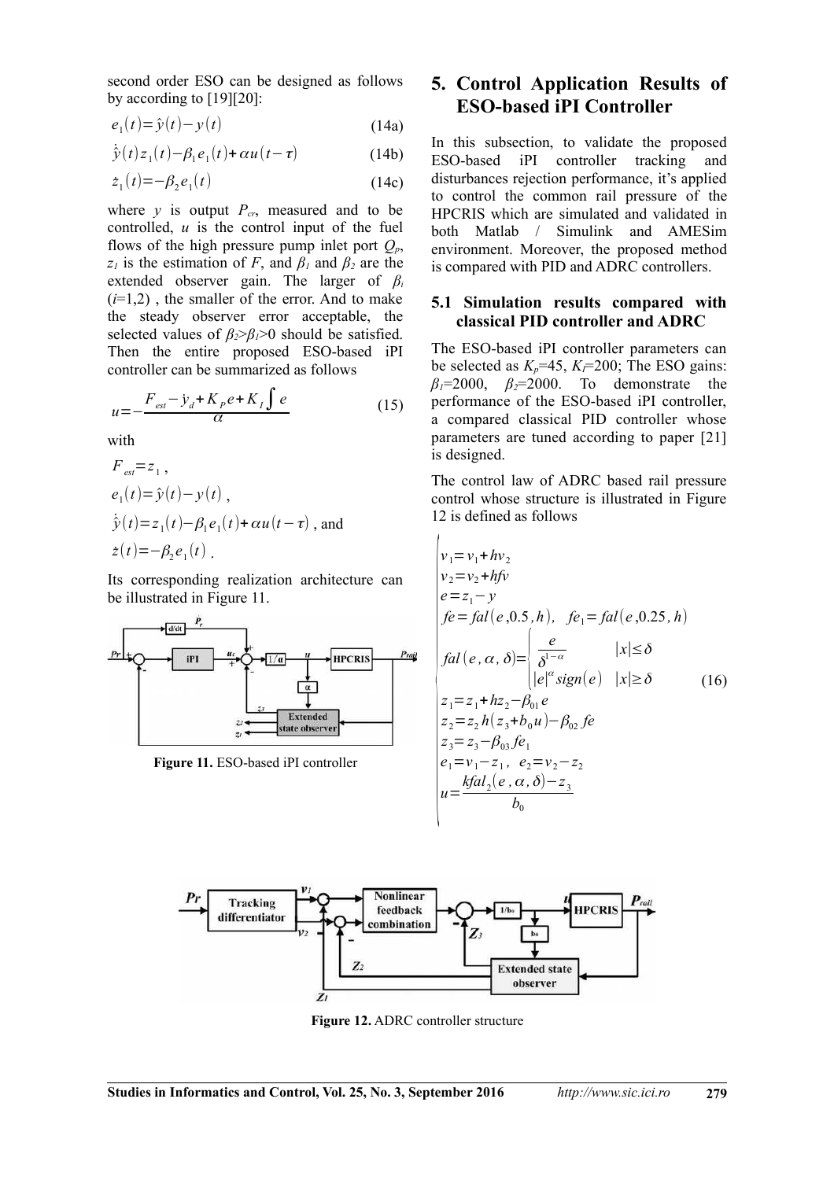second order ESO can be designed as follows by according to [19][20]:

$$e_1(t)=\hat{y}(t)-y(t) \tag{14a}$$

$$\dot{\hat{y}}(t)z_1(t)-\beta_1 e_1(t)+\alpha u(t-\tau) \tag{14b}$$

$$\dot{z}_1(t)=-\beta_2 e_1(t) \tag{14c}$$

where $y$ is output $P_{cr}$, measured and to be controlled, $u$ is the control input of the fuel flows of the high pressure pump inlet port $Q_p$, $z_1$ is the estimation of $F$, and $\beta_1$ and $\beta_2$ are the extended observer gain. The larger of $\beta_i$ ($i$=1,2) , the smaller of the error. And to make the steady observer error acceptable, the selected values of $\beta_2>\beta_1>0$ should be satisfied. Then the entire proposed ESO-based iPI controller can be summarized as follows

$$u=-\frac{F_{est}-\dot{y}_d+K_P e+K_I\int e}{\alpha} \tag{15}$$

with

$F_{est}=z_1$ ,

$e_1(t)=\hat{y}(t)-y(t)$ ,

$\dot{\hat{y}}(t)=z_1(t)-\beta_1 e_1(t)+\alpha u(t-\tau)$ , and

$\dot{z}(t)=-\beta_2 e_1(t)$ .

Its corresponding realization architecture can be illustrated in Figure 11.

**Figure 11.** ESO-based iPI controller

# 5. Control Application Results of ESO-based iPI Controller

In this subsection, to validate the proposed ESO-based iPI controller tracking and disturbances rejection performance, it's applied to control the common rail pressure of the HPCRIS which are simulated and validated in both Matlab / Simulink and AMESim environment. Moreover, the proposed method is compared with PID and ADRC controllers.

## 5.1 Simulation results compared with classical PID controller and ADRC

The ESO-based iPI controller parameters can be selected as $K_p$=45, $K_I$=200; The ESO gains: $\beta_1$=2000, $\beta_2$=2000. To demonstrate the performance of the ESO-based iPI controller, a compared classical PID controller whose parameters are tuned according to paper [21] is designed.

The control law of ADRC based rail pressure control whose structure is illustrated in Figure 12 is defined as follows

$$\begin{cases} v_1=v_1+hv_2 \\ v_2=v_2+hfv \\ e=z_1-y \\ fe=fal(e,0.5,h),\quad fe_1=fal(e,0.25,h) \\ fal(e,\alpha,\delta)=\begin{cases} \dfrac{e}{\delta^{1-\alpha}} & |x|\le\delta \\ |e|^{\alpha}sign(e) & |x|\ge\delta \end{cases} \\ z_1=z_1+hz_2-\beta_{01}e \\ z_2=z_2 h(z_3+b_0 u)-\beta_{02}fe \\ z_3=z_3-\beta_{03}fe_1 \\ e_1=v_1-z_1,\quad e_2=v_2-z_2 \\ u=\dfrac{kfal_2(e,\alpha,\delta)-z_3}{b_0} \end{cases} \tag{16}$$

**Figure 12.** ADRC controller structure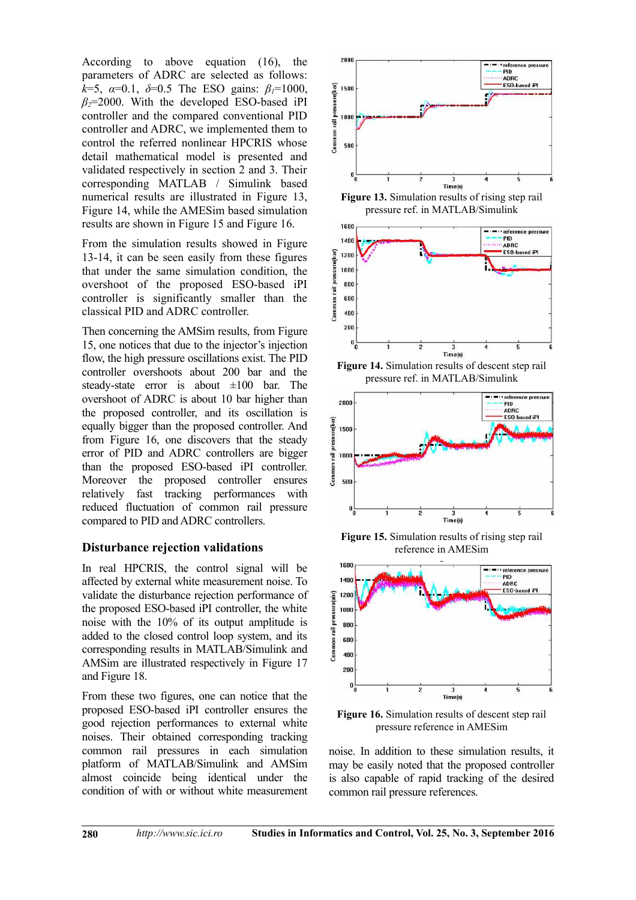According to above equation (16), the parameters of ADRC are selected as follows: $k$=5, $\alpha$=0.1, $\delta$=0.5 The ESO gains: $\beta_1$=1000, $\beta_2$=2000. With the developed ESO-based iPI controller and the compared conventional PID controller and ADRC, we implemented them to control the referred nonlinear HPCRIS whose detail mathematical model is presented and validated respectively in section 2 and 3. Their corresponding MATLAB / Simulink based numerical results are illustrated in Figure 13, Figure 14, while the AMESim based simulation results are shown in Figure 15 and Figure 16.

From the simulation results showed in Figure 13-14, it can be seen easily from these figures that under the same simulation condition, the overshoot of the proposed ESO-based iPI controller is significantly smaller than the classical PID and ADRC controller.

Then concerning the AMSim results, from Figure 15, one notices that due to the injector's injection flow, the high pressure oscillations exist. The PID controller overshoots about 200 bar and the steady-state error is about ±100 bar. The overshoot of ADRC is about 10 bar higher than the proposed controller, and its oscillation is equally bigger than the proposed controller. And from Figure 16, one discovers that the steady error of PID and ADRC controllers are bigger than the proposed ESO-based iPI controller. Moreover the proposed controller ensures relatively fast tracking performances with reduced fluctuation of common rail pressure compared to PID and ADRC controllers.

### Disturbance rejection validations

In real HPCRIS, the control signal will be affected by external white measurement noise. To validate the disturbance rejection performance of the proposed ESO-based iPI controller, the white noise with the 10% of its output amplitude is added to the closed control loop system, and its corresponding results in MATLAB/Simulink and AMSim are illustrated respectively in Figure 17 and Figure 18.

From these two figures, one can notice that the proposed ESO-based iPI controller ensures the good rejection performances to external white noises. Their obtained corresponding tracking common rail pressures in each simulation platform of MATLAB/Simulink and AMSim almost coincide being identical under the condition of with or without white measurement noise. In addition to these simulation results, it may be easily noted that the proposed controller is also capable of rapid tracking of the desired common rail pressure references.

**Figure 13.** Simulation results of rising step rail pressure ref. in MATLAB/Simulink

**Figure 14.** Simulation results of descent step rail pressure ref. in MATLAB/Simulink

**Figure 15.** Simulation results of rising step rail reference in AMESim

**Figure 16.** Simulation results of descent step rail pressure reference in AMESim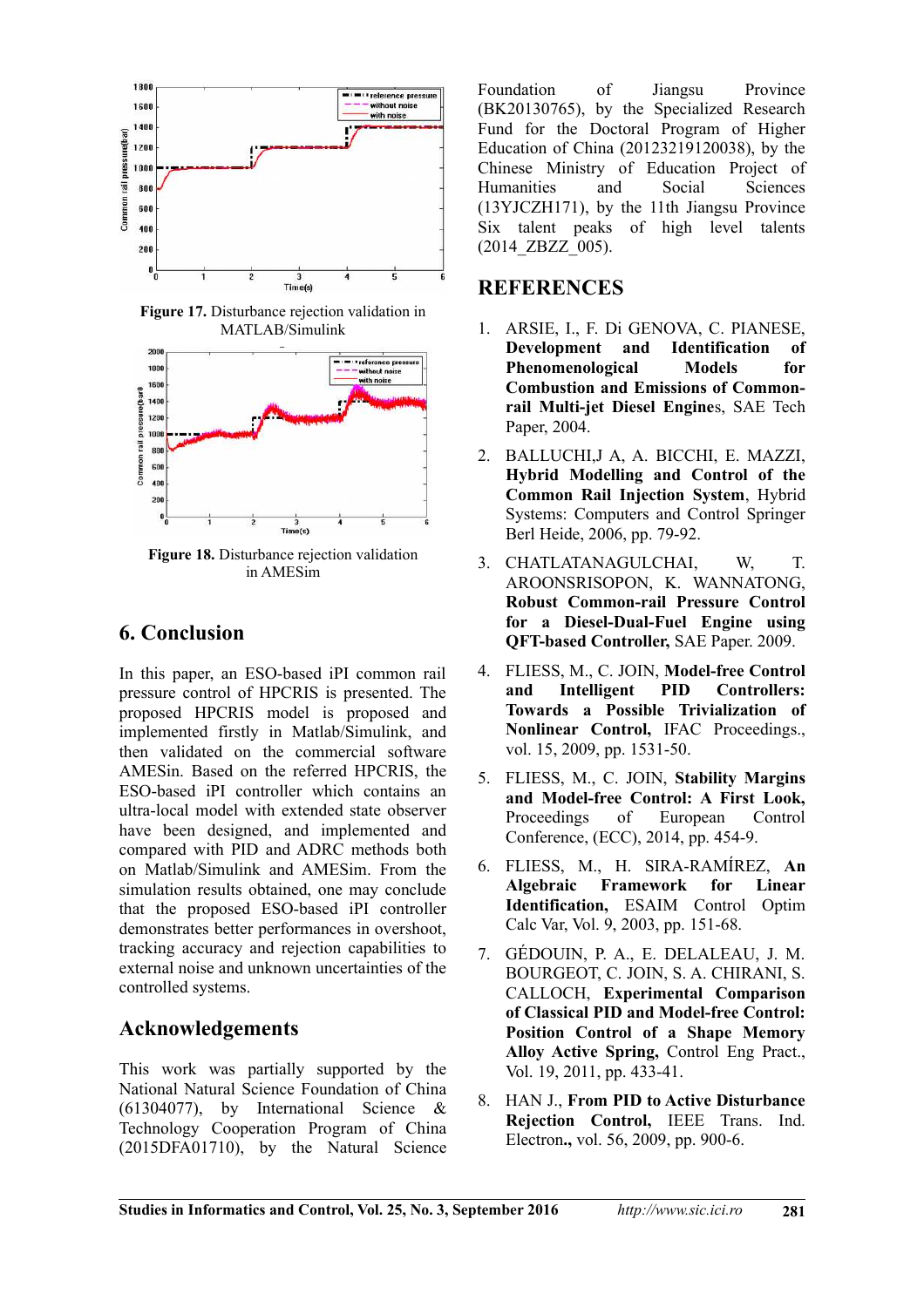Figure 17. Disturbance rejection validation in MATLAB/Simulink

Figure 18. Disturbance rejection validation in AMESim

## 6. Conclusion

In this paper, an ESO-based iPI common rail pressure control of HPCRIS is presented. The proposed HPCRIS model is proposed and implemented firstly in Matlab/Simulink, and then validated on the commercial software AMESin. Based on the referred HPCRIS, the ESO-based iPI controller which contains an ultra-local model with extended state observer have been designed, and implemented and compared with PID and ADRC methods both on Matlab/Simulink and AMESim. From the simulation results obtained, one may conclude that the proposed ESO-based iPI controller demonstrates better performances in overshoot, tracking accuracy and rejection capabilities to external noise and unknown uncertainties of the controlled systems.

## Acknowledgements

This work was partially supported by the National Natural Science Foundation of China (61304077), by International Science & Technology Cooperation Program of China (2015DFA01710), by the Natural Science Foundation of Jiangsu Province (BK20130765), by the Specialized Research Fund for the Doctoral Program of Higher Education of China (20123219120038), by the Chinese Ministry of Education Project of Humanities and Social Sciences (13YJCZH171), by the 11th Jiangsu Province Six talent peaks of high level talents (2014_ZBZZ_005).

## REFERENCES

1. ARSIE, I., F. Di GENOVA, C. PIANESE, **Development and Identification of Phenomenological Models for Combustion and Emissions of Common-rail Multi-jet Diesel Engine**s, SAE Tech Paper, 2004.
2. BALLUCHI,J A, A. BICCHI, E. MAZZI, **Hybrid Modelling and Control of the Common Rail Injection System**, Hybrid Systems: Computers and Control Springer Berl Heide, 2006, pp. 79-92.
3. CHATLATANAGULCHAI, W, T. AROONSRISOPON, K. WANNATONG, **Robust Common-rail Pressure Control for a Diesel-Dual-Fuel Engine using QFT-based Controller,** SAE Paper. 2009.
4. FLIESS, M., C. JOIN, **Model-free Control and Intelligent PID Controllers: Towards a Possible Trivialization of Nonlinear Control,** IFAC Proceedings., vol. 15, 2009, pp. 1531-50.
5. FLIESS, M., C. JOIN, **Stability Margins and Model-free Control: A First Look,** Proceedings of European Control Conference, (ECC), 2014, pp. 454-9.
6. FLIESS, M., H. SIRA-RAMÍREZ, **An Algebraic Framework for Linear Identification,** ESAIM Control Optim Calc Var, Vol. 9, 2003, pp. 151-68.
7. GÉDOUIN, P. A., E. DELALEAU, J. M. BOURGEOT, C. JOIN, S. A. CHIRANI, S. CALLOCH, **Experimental Comparison of Classical PID and Model-free Control: Position Control of a Shape Memory Alloy Active Spring,** Control Eng Pract., Vol. 19, 2011, pp. 433-41.
8. HAN J., **From PID to Active Disturbance Rejection Control,** IEEE Trans. Ind. Electron**.,** vol. 56, 2009, pp. 900-6.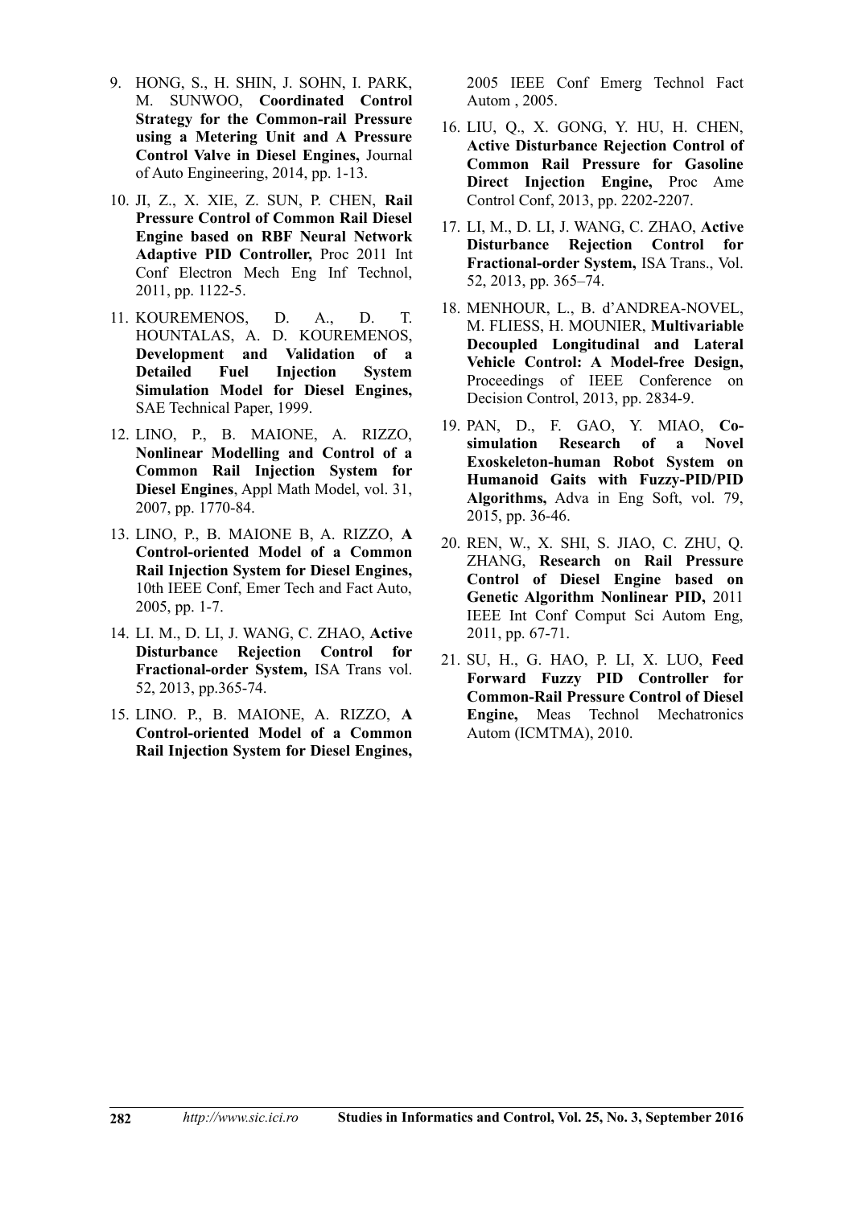9. HONG, S., H. SHIN, J. SOHN, I. PARK, M. SUNWOO, **Coordinated Control Strategy for the Common-rail Pressure using a Metering Unit and A Pressure Control Valve in Diesel Engines,** Journal of Auto Engineering, 2014, pp. 1-13.

10. JI, Z., X. XIE, Z. SUN, P. CHEN, **Rail Pressure Control of Common Rail Diesel Engine based on RBF Neural Network Adaptive PID Controller,** Proc 2011 Int Conf Electron Mech Eng Inf Technol, 2011, pp. 1122-5.

11. KOUREMENOS, D. A., D. T. HOUNTALAS, A. D. KOUREMENOS, **Development and Validation of a Detailed Fuel Injection System Simulation Model for Diesel Engines,** SAE Technical Paper, 1999.

12. LINO, P., B. MAIONE, A. RIZZO, **Nonlinear Modelling and Control of a Common Rail Injection System for Diesel Engines**, Appl Math Model, vol. 31, 2007, pp. 1770-84.

13. LINO, P., B. MAIONE B, A. RIZZO, **A Control-oriented Model of a Common Rail Injection System for Diesel Engines,** 10th IEEE Conf, Emer Tech and Fact Auto, 2005, pp. 1-7.

14. LI. M., D. LI, J. WANG, C. ZHAO, **Active Disturbance Rejection Control for Fractional-order System,** ISA Trans vol. 52, 2013, pp.365-74.

15. LINO. P., B. MAIONE, A. RIZZO, **A Control-oriented Model of a Common Rail Injection System for Diesel Engines,** 2005 IEEE Conf Emerg Technol Fact Autom , 2005.

16. LIU, Q., X. GONG, Y. HU, H. CHEN, **Active Disturbance Rejection Control of Common Rail Pressure for Gasoline Direct Injection Engine,** Proc Ame Control Conf, 2013, pp. 2202-2207.

17. LI, M., D. LI, J. WANG, C. ZHAO, **Active Disturbance Rejection Control for Fractional-order System,** ISA Trans., Vol. 52, 2013, pp. 365–74.

18. MENHOUR, L., B. d'ANDREA-NOVEL, M. FLIESS, H. MOUNIER, **Multivariable Decoupled Longitudinal and Lateral Vehicle Control: A Model-free Design,** Proceedings of IEEE Conference on Decision Control, 2013, pp. 2834-9.

19. PAN, D., F. GAO, Y. MIAO, **Co-simulation Research of a Novel Exoskeleton-human Robot System on Humanoid Gaits with Fuzzy-PID/PID Algorithms,** Adva in Eng Soft, vol. 79, 2015, pp. 36-46.

20. REN, W., X. SHI, S. JIAO, C. ZHU, Q. ZHANG, **Research on Rail Pressure Control of Diesel Engine based on Genetic Algorithm Nonlinear PID,** 2011 IEEE Int Conf Comput Sci Autom Eng, 2011, pp. 67-71.

21. SU, H., G. HAO, P. LI, X. LUO, **Feed Forward Fuzzy PID Controller for Common-Rail Pressure Control of Diesel Engine,** Meas Technol Mechatronics Autom (ICMTMA), 2010.